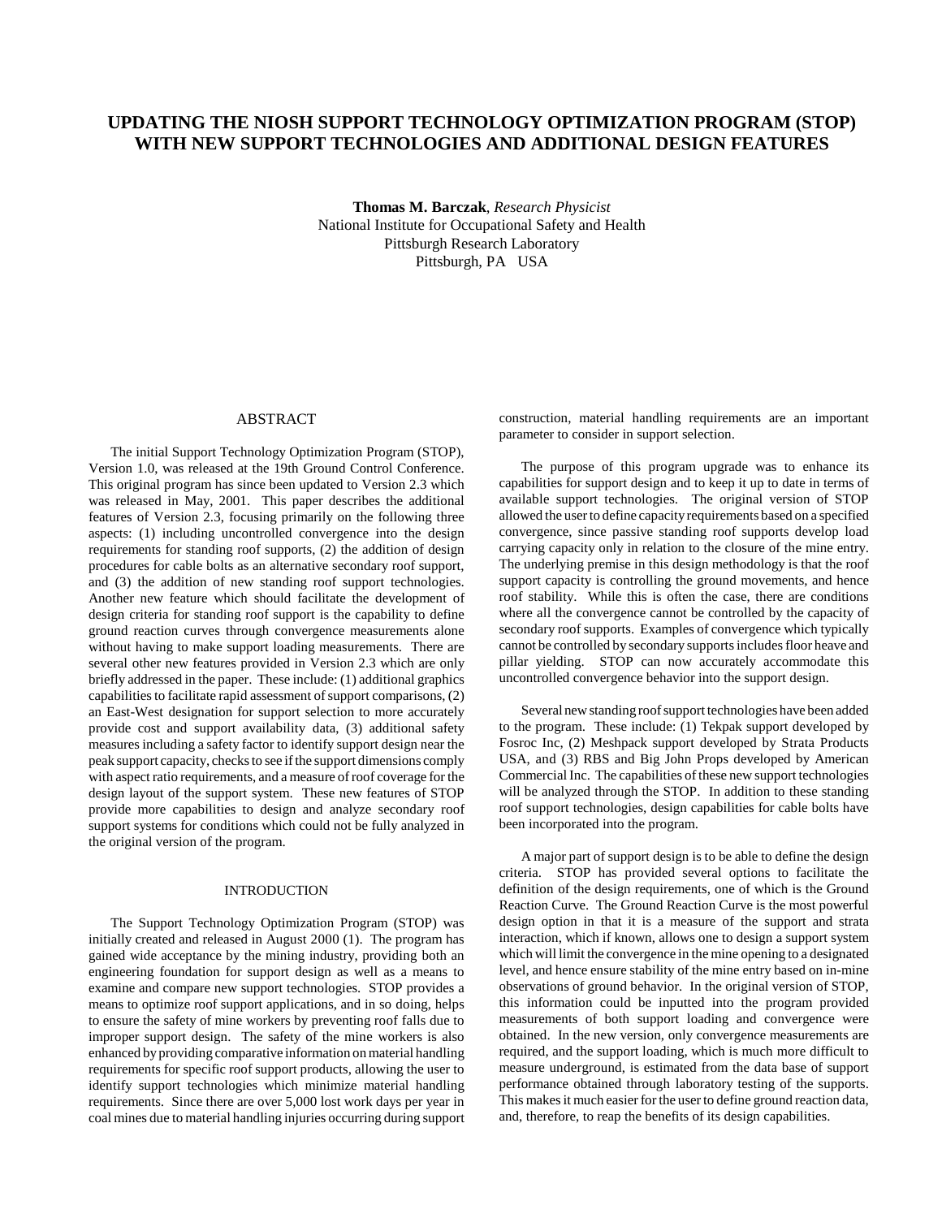# UPDATING THE NIOSH SUPPORT TECHNOLOGY OPTIMIZATION PROGRAM (STOP) WITH NEW SUPPORT TECHNOLOGIES AND ADDITIONAL DESIGN FEATURES

**Thomas M. Barczak**, *Research Physicist*
National Institute for Occupational Safety and Health
Pittsburgh Research Laboratory
Pittsburgh, PA USA

## ABSTRACT

The initial Support Technology Optimization Program (STOP), Version 1.0, was released at the 19th Ground Control Conference. This original program has since been updated to Version 2.3 which was released in May, 2001. This paper describes the additional features of Version 2.3, focusing primarily on the following three aspects: (1) including uncontrolled convergence into the design requirements for standing roof supports, (2) the addition of design procedures for cable bolts as an alternative secondary roof support, and (3) the addition of new standing roof support technologies. Another new feature which should facilitate the development of design criteria for standing roof support is the capability to define ground reaction curves through convergence measurements alone without having to make support loading measurements. There are several other new features provided in Version 2.3 which are only briefly addressed in the paper. These include: (1) additional graphics capabilities to facilitate rapid assessment of support comparisons, (2) an East-West designation for support selection to more accurately provide cost and support availability data, (3) additional safety measures including a safety factor to identify support design near the peak support capacity, checks to see if the support dimensions comply with aspect ratio requirements, and a measure of roof coverage for the design layout of the support system. These new features of STOP provide more capabilities to design and analyze secondary roof support systems for conditions which could not be fully analyzed in the original version of the program.

## INTRODUCTION

The Support Technology Optimization Program (STOP) was initially created and released in August 2000 (1). The program has gained wide acceptance by the mining industry, providing both an engineering foundation for support design as well as a means to examine and compare new support technologies. STOP provides a means to optimize roof support applications, and in so doing, helps to ensure the safety of mine workers by preventing roof falls due to improper support design. The safety of the mine workers is also enhanced by providing comparative information on material handling requirements for specific roof support products, allowing the user to identify support technologies which minimize material handling requirements. Since there are over 5,000 lost work days per year in coal mines due to material handling injuries occurring during support construction, material handling requirements are an important parameter to consider in support selection.

The purpose of this program upgrade was to enhance its capabilities for support design and to keep it up to date in terms of available support technologies. The original version of STOP allowed the user to define capacity requirements based on a specified convergence, since passive standing roof supports develop load carrying capacity only in relation to the closure of the mine entry. The underlying premise in this design methodology is that the roof support capacity is controlling the ground movements, and hence roof stability. While this is often the case, there are conditions where all the convergence cannot be controlled by the capacity of secondary roof supports. Examples of convergence which typically cannot be controlled by secondary supports includes floor heave and pillar yielding. STOP can now accurately accommodate this uncontrolled convergence behavior into the support design.

Several new standing roof support technologies have been added to the program. These include: (1) Tekpak support developed by Fosroc Inc, (2) Meshpack support developed by Strata Products USA, and (3) RBS and Big John Props developed by American Commercial Inc. The capabilities of these new support technologies will be analyzed through the STOP. In addition to these standing roof support technologies, design capabilities for cable bolts have been incorporated into the program.

A major part of support design is to be able to define the design criteria. STOP has provided several options to facilitate the definition of the design requirements, one of which is the Ground Reaction Curve. The Ground Reaction Curve is the most powerful design option in that it is a measure of the support and strata interaction, which if known, allows one to design a support system which will limit the convergence in the mine opening to a designated level, and hence ensure stability of the mine entry based on in-mine observations of ground behavior. In the original version of STOP, this information could be inputted into the program provided measurements of both support loading and convergence were obtained. In the new version, only convergence measurements are required, and the support loading, which is much more difficult to measure underground, is estimated from the data base of support performance obtained through laboratory testing of the supports. This makes it much easier for the user to define ground reaction data, and, therefore, to reap the benefits of its design capabilities.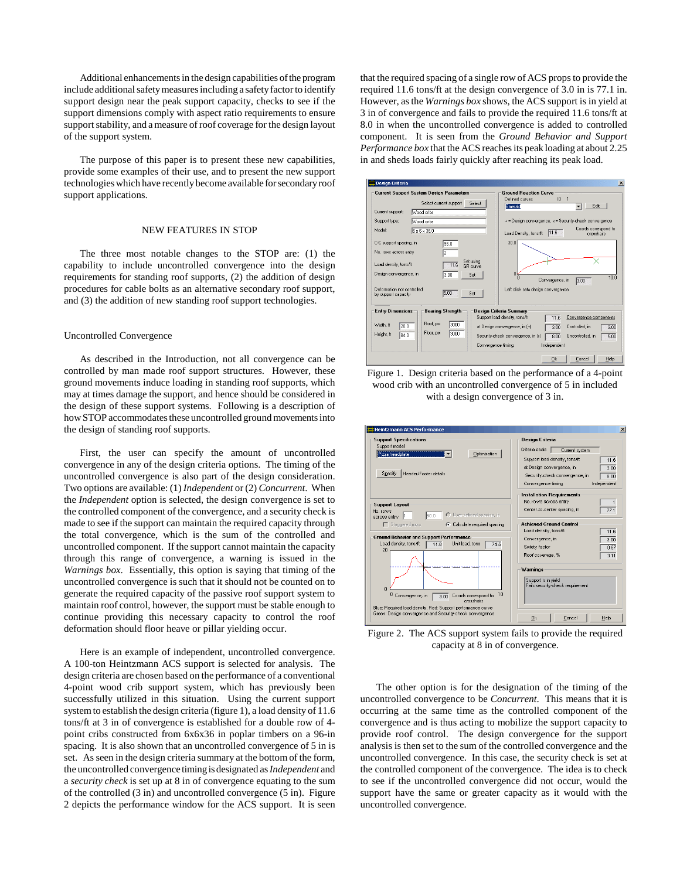Additional enhancements in the design capabilities of the program include additional safety measures including a safety factor to identify support design near the peak support capacity, checks to see if the support dimensions comply with aspect ratio requirements to ensure support stability, and a measure of roof coverage for the design layout of the support system.

The purpose of this paper is to present these new capabilities, provide some examples of their use, and to present the new support technologies which have recently become available for secondary roof support applications.

## NEW FEATURES IN STOP

The three most notable changes to the STOP are: (1) the capability to include uncontrolled convergence into the design requirements for standing roof supports, (2) the addition of design procedures for cable bolts as an alternative secondary roof support, and (3) the addition of new standing roof support technologies.

### Uncontrolled Convergence

As described in the Introduction, not all convergence can be controlled by man made roof support structures. However, these ground movements induce loading in standing roof supports, which may at times damage the support, and hence should be considered in the design of these support systems. Following is a description of how STOP accommodates these uncontrolled ground movements into the design of standing roof supports.

First, the user can specify the amount of uncontrolled convergence in any of the design criteria options. The timing of the uncontrolled convergence is also part of the design consideration. Two options are available: (1) *Independent* or (2) *Concurrent*. When the *Independent* option is selected, the design convergence is set to the controlled component of the convergence, and a security check is made to see if the support can maintain the required capacity through the total convergence, which is the sum of the controlled and uncontrolled component. If the support cannot maintain the capacity through this range of convergence, a warning is issued in the *Warnings box*. Essentially, this option is saying that timing of the uncontrolled convergence is such that it should not be counted on to generate the required capacity of the passive roof support system to maintain roof control, however, the support must be stable enough to continue providing this necessary capacity to control the roof deformation should floor heave or pillar yielding occur.

Here is an example of independent, uncontrolled convergence. A 100-ton Heintzmann ACS support is selected for analysis. The design criteria are chosen based on the performance of a conventional 4-point wood crib support system, which has previously been successfully utilized in this situation. Using the current support system to establish the design criteria (figure 1), a load density of 11.6 tons/ft at 3 in of convergence is established for a double row of 4-point cribs constructed from 6x6x36 in poplar timbers on a 96-in spacing. It is also shown that an uncontrolled convergence of 5 in is set. As seen in the design criteria summary at the bottom of the form, the uncontrolled convergence timing is designated as *Independent* and a *security check* is set up at 8 in of convergence equating to the sum of the controlled (3 in) and uncontrolled convergence (5 in). Figure 2 depicts the performance window for the ACS support. It is seen that the required spacing of a single row of ACS props to provide the required 11.6 tons/ft at the design convergence of 3.0 in is 77.1 in. However, as the *Warnings box* shows, the ACS support is in yield at 3 in of convergence and fails to provide the required 11.6 tons/ft at 8.0 in when the uncontrolled convergence is added to controlled component. It is seen from the *Ground Behavior and Support Performance box* that the ACS reaches its peak loading at about 2.25 in and sheds loads fairly quickly after reaching its peak load.

Figure 1. Design criteria based on the performance of a 4-point wood crib with an uncontrolled convergence of 5 in included with a design convergence of 3 in.

Figure 2. The ACS support system fails to provide the required capacity at 8 in of convergence.

The other option is for the designation of the timing of the uncontrolled convergence to be *Concurrent*. This means that it is occurring at the same time as the controlled component of the convergence and is thus acting to mobilize the support capacity to provide roof control. The design convergence for the support analysis is then set to the sum of the controlled convergence and the uncontrolled convergence. In this case, the security check is set at the controlled component of the convergence. The idea is to check to see if the uncontrolled convergence did not occur, would the support have the same or greater capacity as it would with the uncontrolled convergence.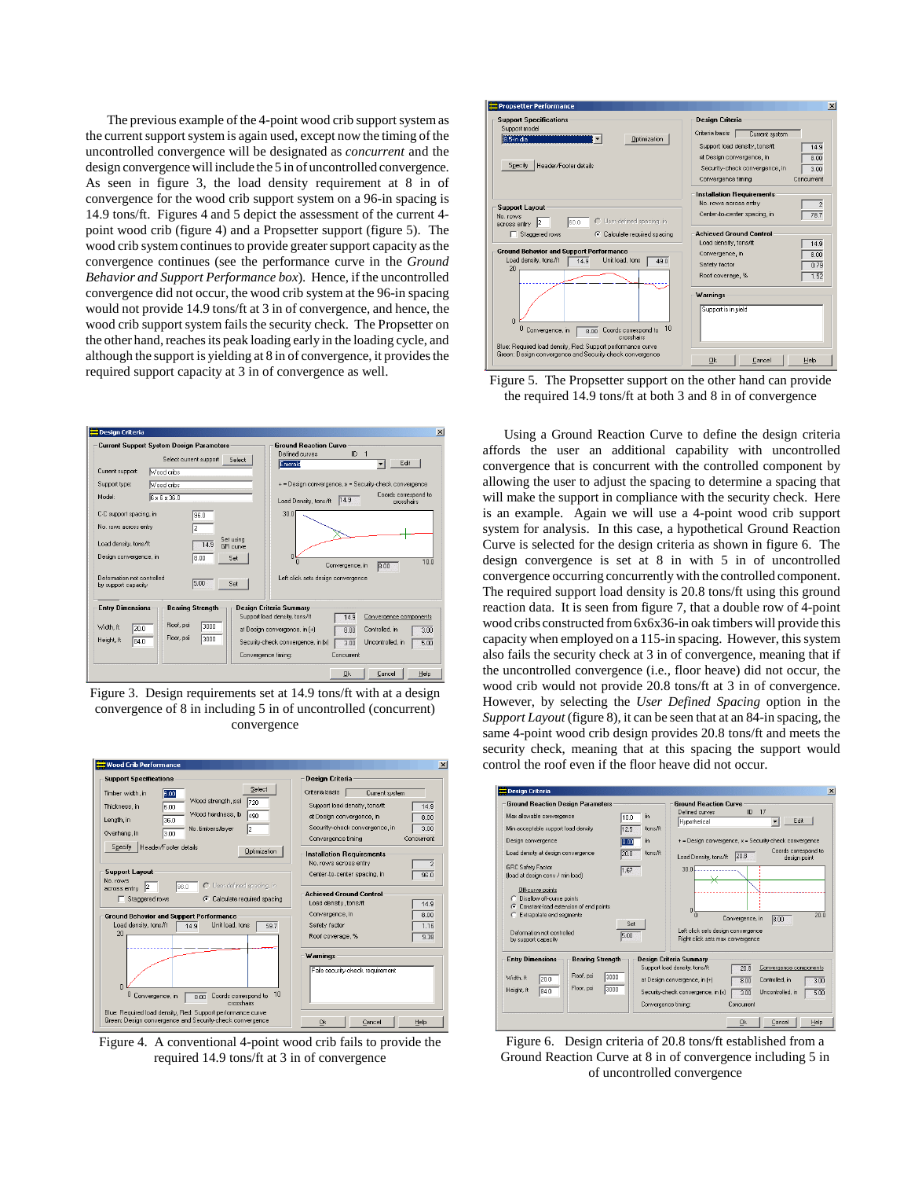The previous example of the 4-point wood crib support system as the current support system is again used, except now the timing of the uncontrolled convergence will be designated as *concurrent* and the design convergence will include the 5 in of uncontrolled convergence. As seen in figure 3, the load density requirement at 8 in of convergence for the wood crib support system on a 96-in spacing is 14.9 tons/ft. Figures 4 and 5 depict the assessment of the current 4-point wood crib (figure 4) and a Propsetter support (figure 5). The wood crib system continues to provide greater support capacity as the convergence continues (see the performance curve in the *Ground Behavior and Support Performance box*). Hence, if the uncontrolled convergence did not occur, the wood crib system at the 96-in spacing would not provide 14.9 tons/ft at 3 in of convergence, and hence, the wood crib support system fails the security check. The Propsetter on the other hand, reaches its peak loading early in the loading cycle, and although the support is yielding at 8 in of convergence, it provides the required support capacity at 3 in of convergence as well.

Figure 3. Design requirements set at 14.9 tons/ft with at a design convergence of 8 in including 5 in of uncontrolled (concurrent) convergence

Figure 4. A conventional 4-point wood crib fails to provide the required 14.9 tons/ft at 3 in of convergence

Figure 5. The Propsetter support on the other hand can provide the required 14.9 tons/ft at both 3 and 8 in of convergence

Using a Ground Reaction Curve to define the design criteria affords the user an additional capability with uncontrolled convergence that is concurrent with the controlled component by allowing the user to adjust the spacing to determine a spacing that will make the support in compliance with the security check. Here is an example. Again we will use a 4-point wood crib support system for analysis. In this case, a hypothetical Ground Reaction Curve is selected for the design criteria as shown in figure 6. The design convergence is set at 8 in with 5 in of uncontrolled convergence occurring concurrently with the controlled component. The required support load density is 20.8 tons/ft using this ground reaction data. It is seen from figure 7, that a double row of 4-point wood cribs constructed from 6x6x36-in oak timbers will provide this capacity when employed on a 115-in spacing. However, this system also fails the security check at 3 in of convergence, meaning that if the uncontrolled convergence (i.e., floor heave) did not occur, the wood crib would not provide 20.8 tons/ft at 3 in of convergence. However, by selecting the *User Defined Spacing* option in the *Support Layout* (figure 8), it can be seen that at an 84-in spacing, the same 4-point wood crib design provides 20.8 tons/ft and meets the security check, meaning that at this spacing the support would control the roof even if the floor heave did not occur.

Figure 6. Design criteria of 20.8 tons/ft established from a Ground Reaction Curve at 8 in of convergence including 5 in of uncontrolled convergence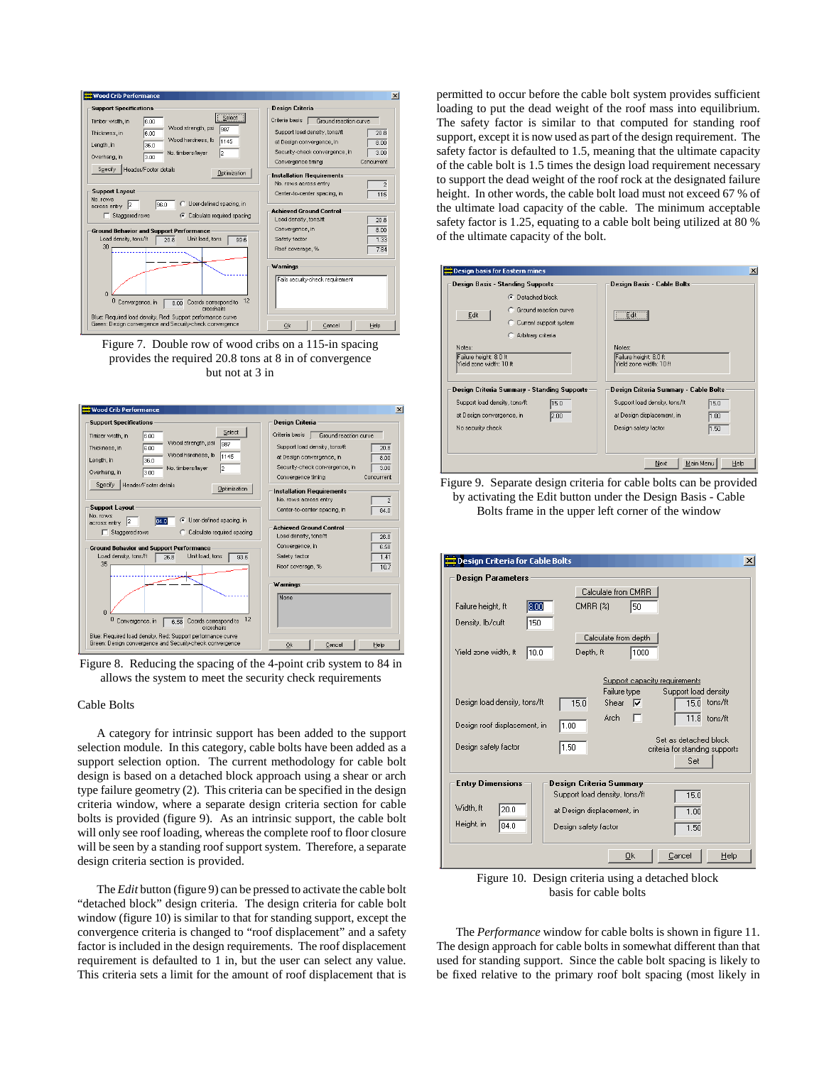Figure 7. Double row of wood cribs on a 115-in spacing provides the required 20.8 tons at 8 in of convergence but not at 3 in

Figure 8. Reducing the spacing of the 4-point crib system to 84 in allows the system to meet the security check requirements

### Cable Bolts

A category for intrinsic support has been added to the support selection module. In this category, cable bolts have been added as a support selection option. The current methodology for cable bolt design is based on a detached block approach using a shear or arch type failure geometry (2). This criteria can be specified in the design criteria window, where a separate design criteria section for cable bolts is provided (figure 9). As an intrinsic support, the cable bolt will only see roof loading, whereas the complete roof to floor closure will be seen by a standing roof support system. Therefore, a separate design criteria section is provided.

The *Edit* button (figure 9) can be pressed to activate the cable bolt "detached block" design criteria. The design criteria for cable bolt window (figure 10) is similar to that for standing support, except the convergence criteria is changed to "roof displacement" and a safety factor is included in the design requirements. The roof displacement requirement is defaulted to 1 in, but the user can select any value. This criteria sets a limit for the amount of roof displacement that is permitted to occur before the cable bolt system provides sufficient loading to put the dead weight of the roof mass into equilibrium. The safety factor is similar to that computed for standing roof support, except it is now used as part of the design requirement. The safety factor is defaulted to 1.5, meaning that the ultimate capacity of the cable bolt is 1.5 times the design load requirement necessary to support the dead weight of the roof rock at the designated failure height. In other words, the cable bolt load must not exceed 67 % of the ultimate load capacity of the cable. The minimum acceptable safety factor is 1.25, equating to a cable bolt being utilized at 80 % of the ultimate capacity of the bolt.

Figure 9. Separate design criteria for cable bolts can be provided by activating the Edit button under the Design Basis - Cable Bolts frame in the upper left corner of the window

Figure 10. Design criteria using a detached block basis for cable bolts

The *Performance* window for cable bolts is shown in figure 11. The design approach for cable bolts in somewhat different than that used for standing support. Since the cable bolt spacing is likely to be fixed relative to the primary roof bolt spacing (most likely in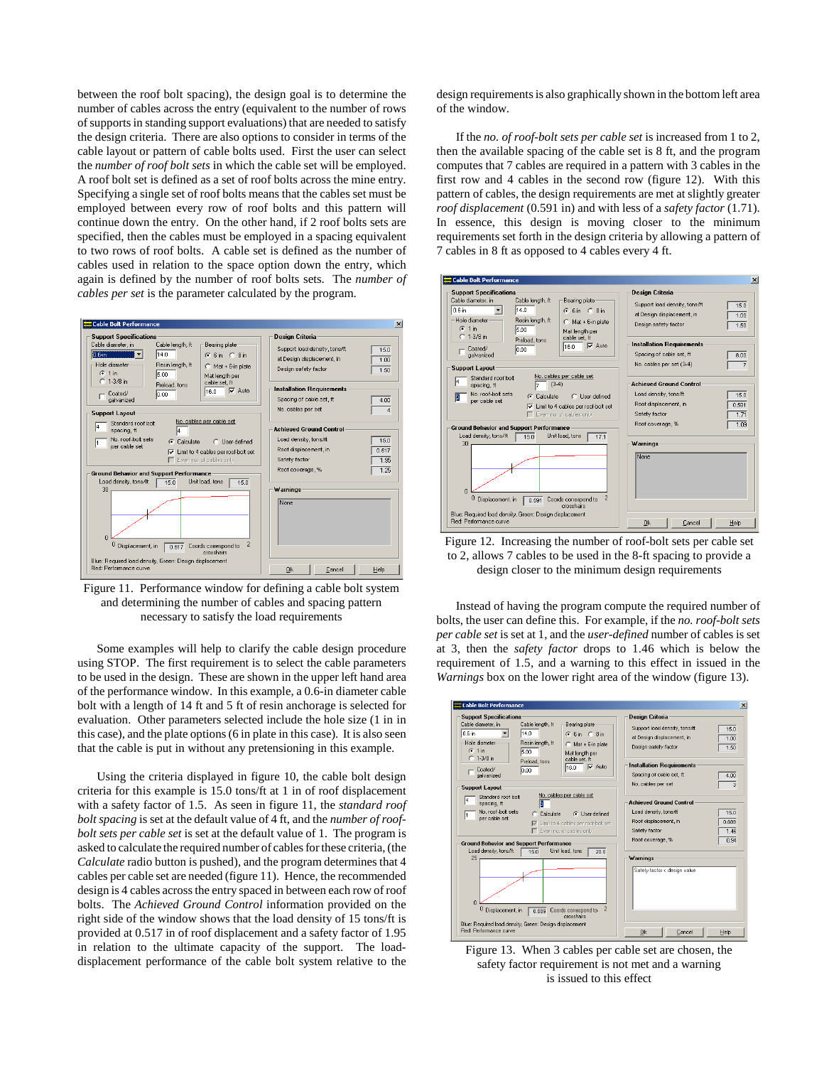between the roof bolt spacing), the design goal is to determine the number of cables across the entry (equivalent to the number of rows of supports in standing support evaluations) that are needed to satisfy the design criteria. There are also options to consider in terms of the cable layout or pattern of cable bolts used. First the user can select the *number of roof bolt sets* in which the cable set will be employed. A roof bolt set is defined as a set of roof bolts across the mine entry. Specifying a single set of roof bolts means that the cables set must be employed between every row of roof bolts and this pattern will continue down the entry. On the other hand, if 2 roof bolts sets are specified, then the cables must be employed in a spacing equivalent to two rows of roof bolts. A cable set is defined as the number of cables used in relation to the space option down the entry, which again is defined by the number of roof bolts sets. The *number of cables per set* is the parameter calculated by the program.

Figure 11. Performance window for defining a cable bolt system and determining the number of cables and spacing pattern necessary to satisfy the load requirements

Some examples will help to clarify the cable design procedure using STOP. The first requirement is to select the cable parameters to be used in the design. These are shown in the upper left hand area of the performance window. In this example, a 0.6-in diameter cable bolt with a length of 14 ft and 5 ft of resin anchorage is selected for evaluation. Other parameters selected include the hole size (1 in in this case), and the plate options (6 in plate in this case). It is also seen that the cable is put in without any pretensioning in this example.

Using the criteria displayed in figure 10, the cable bolt design criteria for this example is 15.0 tons/ft at 1 in of roof displacement with a safety factor of 1.5. As seen in figure 11, the *standard roof bolt spacing* is set at the default value of 4 ft, and the *number of roof-bolt sets per cable set* is set at the default value of 1. The program is asked to calculate the required number of cables for these criteria, (the *Calculate* radio button is pushed), and the program determines that 4 cables per cable set are needed (figure 11). Hence, the recommended design is 4 cables across the entry spaced in between each row of roof bolts. The *Achieved Ground Control* information provided on the right side of the window shows that the load density of 15 tons/ft is provided at 0.517 in of roof displacement and a safety factor of 1.95 in relation to the ultimate capacity of the support. The load-displacement performance of the cable bolt system relative to the design requirements is also graphically shown in the bottom left area of the window.

If the *no. of roof-bolt sets per cable set* is increased from 1 to 2, then the available spacing of the cable set is 8 ft, and the program computes that 7 cables are required in a pattern with 3 cables in the first row and 4 cables in the second row (figure 12). With this pattern of cables, the design requirements are met at slightly greater *roof displacement* (0.591 in) and with less of a *safety factor* (1.71). In essence, this design is moving closer to the minimum requirements set forth in the design criteria by allowing a pattern of 7 cables in 8 ft as opposed to 4 cables every 4 ft.

Figure 12. Increasing the number of roof-bolt sets per cable set to 2, allows 7 cables to be used in the 8-ft spacing to provide a design closer to the minimum design requirements

Instead of having the program compute the required number of bolts, the user can define this. For example, if the *no. roof-bolt sets per cable set* is set at 1, and the *user-defined* number of cables is set at 3, then the *safety factor* drops to 1.46 which is below the requirement of 1.5, and a warning to this effect in issued in the *Warnings* box on the lower right area of the window (figure 13).

Figure 13. When 3 cables per cable set are chosen, the safety factor requirement is not met and a warning is issued to this effect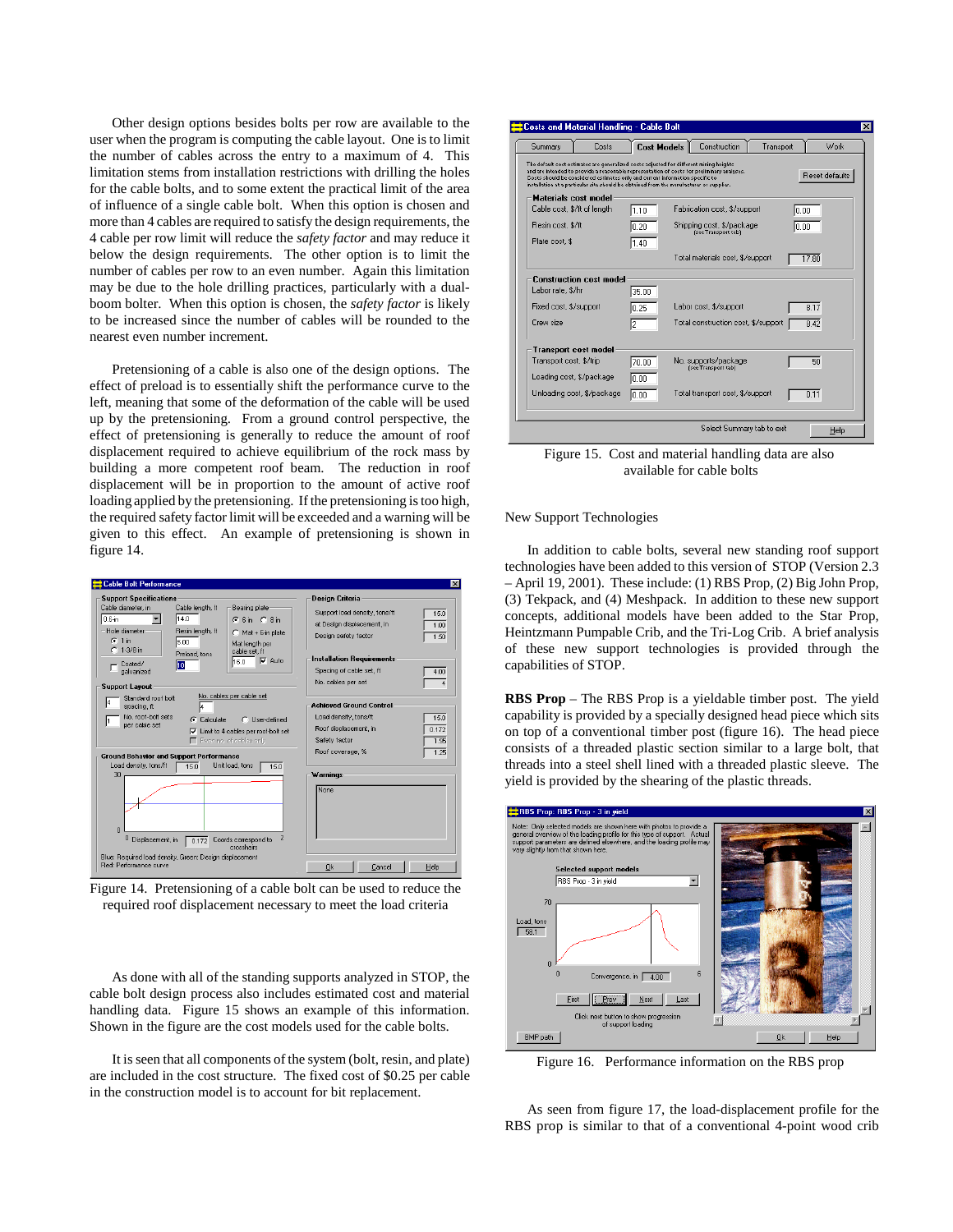Other design options besides bolts per row are available to the user when the program is computing the cable layout. One is to limit the number of cables across the entry to a maximum of 4. This limitation stems from installation restrictions with drilling the holes for the cable bolts, and to some extent the practical limit of the area of influence of a single cable bolt. When this option is chosen and more than 4 cables are required to satisfy the design requirements, the 4 cable per row limit will reduce the *safety factor* and may reduce it below the design requirements. The other option is to limit the number of cables per row to an even number. Again this limitation may be due to the hole drilling practices, particularly with a dual-boom bolter. When this option is chosen, the *safety factor* is likely to be increased since the number of cables will be rounded to the nearest even number increment.

Pretensioning of a cable is also one of the design options. The effect of preload is to essentially shift the performance curve to the left, meaning that some of the deformation of the cable will be used up by the pretensioning. From a ground control perspective, the effect of pretensioning is generally to reduce the amount of roof displacement required to achieve equilibrium of the rock mass by building a more competent roof beam. The reduction in roof displacement will be in proportion to the amount of active roof loading applied by the pretensioning. If the pretensioning is too high, the required safety factor limit will be exceeded and a warning will be given to this effect. An example of pretensioning is shown in figure 14.

Figure 14. Pretensioning of a cable bolt can be used to reduce the required roof displacement necessary to meet the load criteria

As done with all of the standing supports analyzed in STOP, the cable bolt design process also includes estimated cost and material handling data. Figure 15 shows an example of this information. Shown in the figure are the cost models used for the cable bolts.

It is seen that all components of the system (bolt, resin, and plate) are included in the cost structure. The fixed cost of $0.25 per cable in the construction model is to account for bit replacement.

Figure 15. Cost and material handling data are also available for cable bolts

New Support Technologies

In addition to cable bolts, several new standing roof support technologies have been added to this version of STOP (Version 2.3 – April 19, 2001). These include: (1) RBS Prop, (2) Big John Prop, (3) Tekpack, and (4) Meshpack. In addition to these new support concepts, additional models have been added to the Star Prop, Heintzmann Pumpable Crib, and the Tri-Log Crib. A brief analysis of these new support technologies is provided through the capabilities of STOP.

**RBS Prop** – The RBS Prop is a yieldable timber post. The yield capability is provided by a specially designed head piece which sits on top of a conventional timber post (figure 16). The head piece consists of a threaded plastic section similar to a large bolt, that threads into a steel shell lined with a threaded plastic sleeve. The yield is provided by the shearing of the plastic threads.

Figure 16. Performance information on the RBS prop

As seen from figure 17, the load-displacement profile for the RBS prop is similar to that of a conventional 4-point wood crib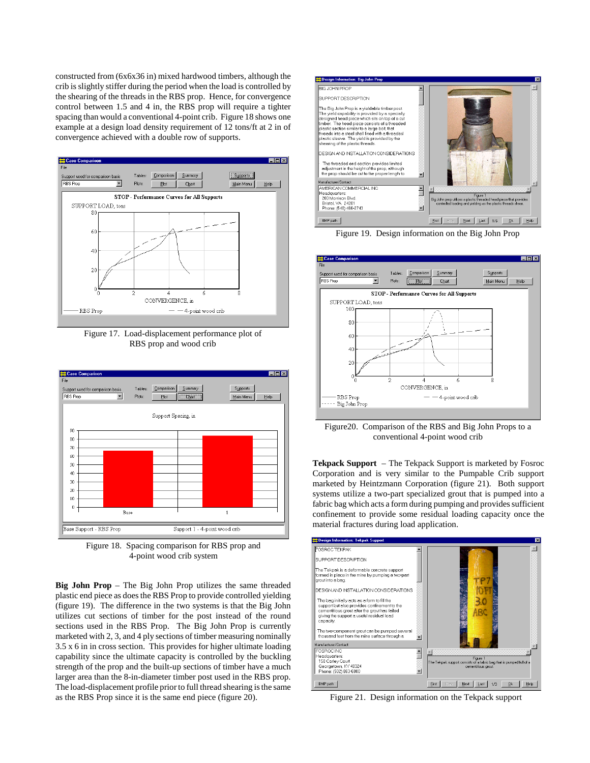constructed from (6x6x36 in) mixed hardwood timbers, although the crib is slightly stiffer during the period when the load is controlled by the shearing of the threads in the RBS prop. Hence, for convergence control between 1.5 and 4 in, the RBS prop will require a tighter spacing than would a conventional 4-point crib. Figure 18 shows one example at a design load density requirement of 12 tons/ft at 2 in of convergence achieved with a double row of supports.

Case Comparison
File
Support used for comparison basis
RBS Prop
Tables: Comparison Summary
Plots: Plot Chart
Supports
Main Menu Help

STOP - Performance Curves for All Supports
SUPPORT LOAD, tons
80
60
40
20
0
0 2 4 6 8
CONVERGENCE, in
RBS Prop
4-point wood crib

Figure 17. Load-displacement performance plot of RBS prop and wood crib

Case Comparison
File
Support used for comparison basis
RBS Prop
Tables: Comparison Summary
Plots: Plot Chart
Supports
Main Menu Help

Support Spacing, in
90
80
70
60
50
40
30
20
10
0
Base
1
Base Support - RBS Prop
Support 1 - 4-point wood crib

Figure 18. Spacing comparison for RBS prop and 4-point wood crib system

**Big John Prop** – The Big John Prop utilizes the same threaded plastic end piece as does the RBS Prop to provide controlled yielding (figure 19). The difference in the two systems is that the Big John utilizes cut sections of timber for the post instead of the round sections used in the RBS Prop. The Big John Prop is currently marketed with 2, 3, and 4 ply sections of timber measuring nominally 3.5 x 6 in in cross section. This provides for higher ultimate loading capability since the ultimate capacity is controlled by the buckling strength of the prop and the built-up sections of timber have a much larger area than the 8-in-diameter timber post used in the RBS Prop. The load-displacement profile prior to full thread shearing is the same as the RBS Prop since it is the same end piece (figure 20).

Design Information: Big John Prop

BIG JOHN PROP

SUPPORT DESCRIPTION

The Big John Prop is a yieldable timber post. The yield capability is provided by a specially designed head piece which sits on top of a cut timber. The head piece consists of a threaded plastic section similar to a large bolt that threads into a steel shell lined with a threaded plastic sleeve. The yield is provided by the shearing of the plastic threads.

DESIGN AND INSTALLATION CONSIDERATIONS

The threaded end section provides limited adjustment in the height of the prop, although the prop should be cut to the proper length to

Manufacturer/Contact
AMERICAN COMMERCIAL INC
Headquarters:
200 Morrison Blvd.
Bristol, VA 24201
Phone: (540) 466-2743

Figure 1
Big John prop utilizes a plastic threaded head piece that provides controlled loading and yielding as the plastic threads shear.

BMP path | First | Prev | Next | Last | 1/6 | Ok | Help

Figure 19. Design information on the Big John Prop

Case Comparison
File
Support used for comparison basis
RBS Prop
Tables: Comparison Summary
Plots: Plot Chart
Supports
Main Menu Help

STOP - Performance Curves for All Supports
SUPPORT LOAD, tons
100
80
60
40
20
0
0 2 4 6 8
CONVERGENCE, in
RBS Prop
Big John Prop
4-point wood crib

Figure20. Comparison of the RBS and Big John Props to a conventional 4-point wood crib

**Tekpack Support** – The Tekpack Support is marketed by Fosroc Corporation and is very similar to the Pumpable Crib support marketed by Heintzmann Corporation (figure 21). Both support systems utilize a two-part specialized grout that is pumped into a fabric bag which acts a form during pumping and provides sufficient confinement to provide some residual loading capacity once the material fractures during load application.

Design Information: Tekpak Support

FOSROC TEKPAK

SUPPORT DESCRIPTION

The Tekpak is a deformable concrete support formed in place in the mine by pumping a two-part grout into a bag.

DESIGN AND INSTALLATION CONSIDERATIONS

The bag initially acts as a form to fill the support but also provides confinement to the cementitious grout after the grout has failed giving the support a useful residual load capacity.

The two-component grout can be pumped several thousand feet from the mine surface through a

Manufacturer/Contact
FOSROC INC
Headquarters:
150 Carley Court
Georgetown, KY 40324
Phone: (502) 863-6800

Figure 1
The Tekpak support consists of a fabric bag that is pumped full of a cementitious grout.

BMP path | First | Prev | Next | Last | 1/3 | Ok | Help

Figure 21. Design information on the Tekpack support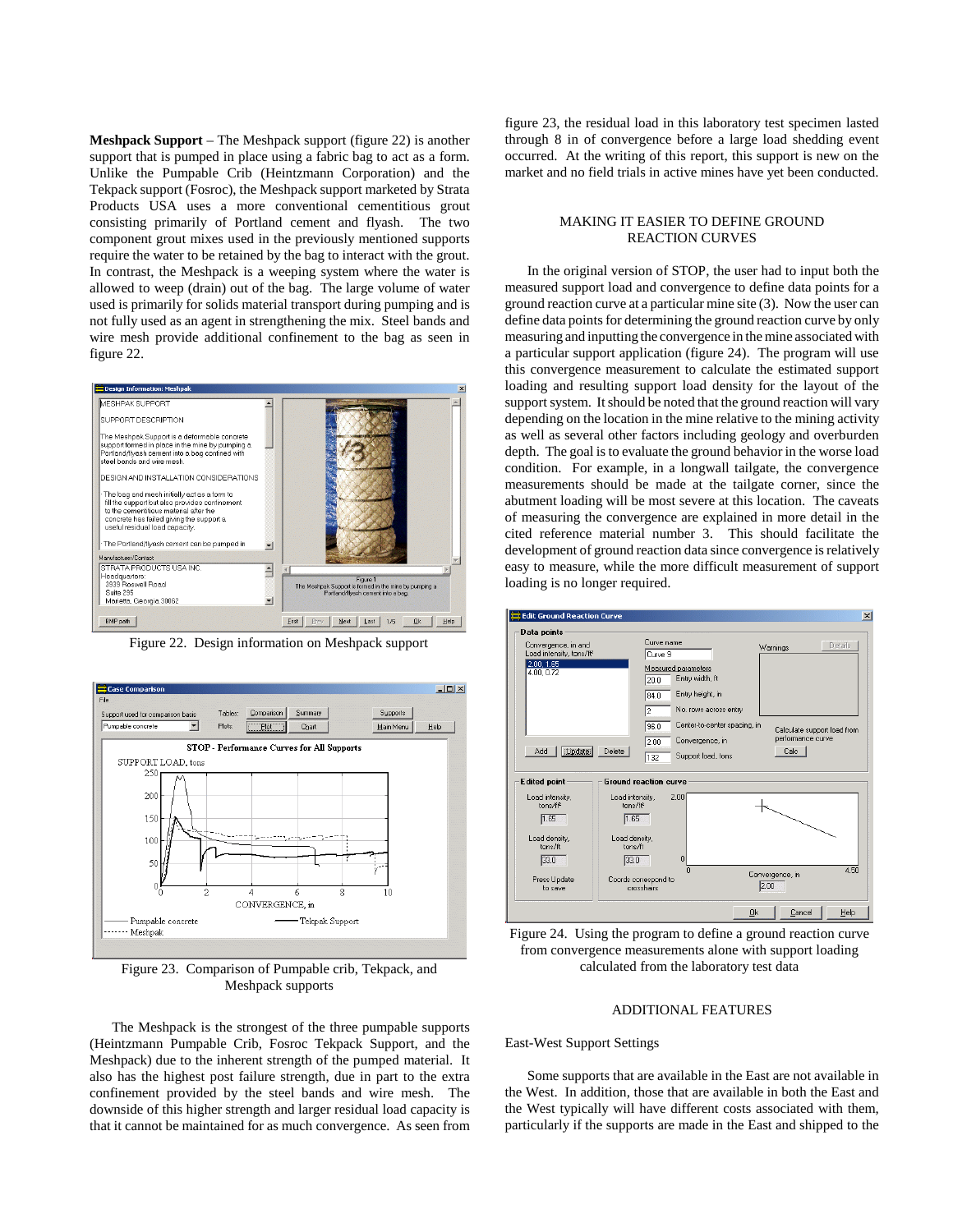**Meshpack Support** – The Meshpack support (figure 22) is another support that is pumped in place using a fabric bag to act as a form. Unlike the Pumpable Crib (Heintzmann Corporation) and the Tekpack support (Fosroc), the Meshpack support marketed by Strata Products USA uses a more conventional cementitious grout consisting primarily of Portland cement and flyash. The two component grout mixes used in the previously mentioned supports require the water to be retained by the bag to interact with the grout. In contrast, the Meshpack is a weeping system where the water is allowed to weep (drain) out of the bag. The large volume of water used is primarily for solids material transport during pumping and is not fully used as an agent in strengthening the mix. Steel bands and wire mesh provide additional confinement to the bag as seen in figure 22.

Figure 22. Design information on Meshpack support

Figure 23. Comparison of Pumpable crib, Tekpack, and Meshpack supports

The Meshpack is the strongest of the three pumpable supports (Heintzmann Pumpable Crib, Fosroc Tekpack Support, and the Meshpack) due to the inherent strength of the pumped material. It also has the highest post failure strength, due in part to the extra confinement provided by the steel bands and wire mesh. The downside of this higher strength and larger residual load capacity is that it cannot be maintained for as much convergence. As seen from figure 23, the residual load in this laboratory test specimen lasted through 8 in of convergence before a large load shedding event occurred. At the writing of this report, this support is new on the market and no field trials in active mines have yet been conducted.

## MAKING IT EASIER TO DEFINE GROUND REACTION CURVES

In the original version of STOP, the user had to input both the measured support load and convergence to define data points for a ground reaction curve at a particular mine site (3). Now the user can define data points for determining the ground reaction curve by only measuring and inputting the convergence in the mine associated with a particular support application (figure 24). The program will use this convergence measurement to calculate the estimated support loading and resulting support load density for the layout of the support system. It should be noted that the ground reaction will vary depending on the location in the mine relative to the mining activity as well as several other factors including geology and overburden depth. The goal is to evaluate the ground behavior in the worse load condition. For example, in a longwall tailgate, the convergence measurements should be made at the tailgate corner, since the abutment loading will be most severe at this location. The caveats of measuring the convergence are explained in more detail in the cited reference material number 3. This should facilitate the development of ground reaction data since convergence is relatively easy to measure, while the more difficult measurement of support loading is no longer required.

Figure 24. Using the program to define a ground reaction curve from convergence measurements alone with support loading calculated from the laboratory test data

## ADDITIONAL FEATURES

East-West Support Settings

Some supports that are available in the East are not available in the West. In addition, those that are available in both the East and the West typically will have different costs associated with them, particularly if the supports are made in the East and shipped to the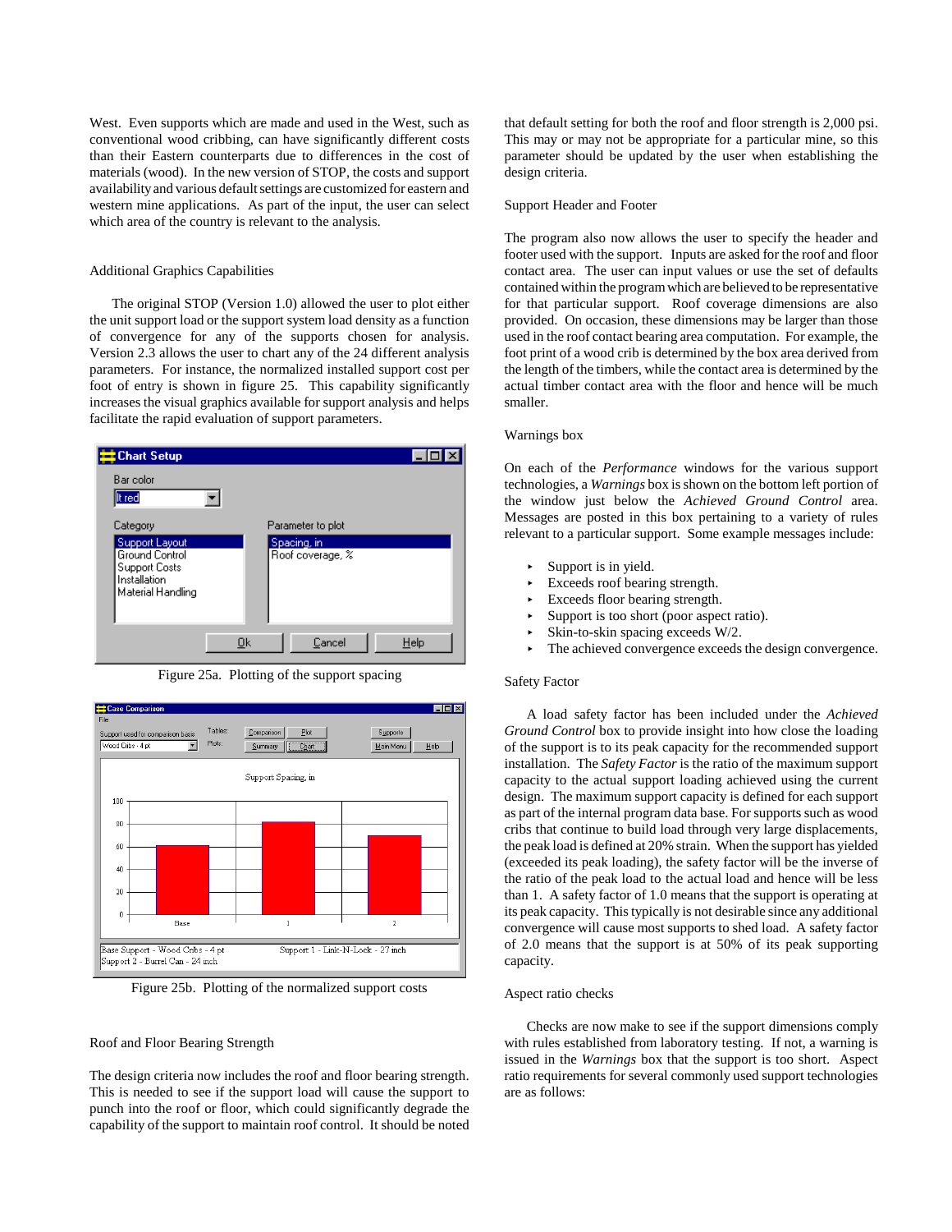West. Even supports which are made and used in the West, such as conventional wood cribbing, can have significantly different costs than their Eastern counterparts due to differences in the cost of materials (wood). In the new version of STOP, the costs and support availability and various default settings are customized for eastern and western mine applications. As part of the input, the user can select which area of the country is relevant to the analysis.

## Additional Graphics Capabilities

The original STOP (Version 1.0) allowed the user to plot either the unit support load or the support system load density as a function of convergence for any of the supports chosen for analysis. Version 2.3 allows the user to chart any of the 24 different analysis parameters. For instance, the normalized installed support cost per foot of entry is shown in figure 25. This capability significantly increases the visual graphics available for support analysis and helps facilitate the rapid evaluation of support parameters.

Figure 25a. Plotting of the support spacing

Figure 25b. Plotting of the normalized support costs

## Roof and Floor Bearing Strength

The design criteria now includes the roof and floor bearing strength. This is needed to see if the support load will cause the support to punch into the roof or floor, which could significantly degrade the capability of the support to maintain roof control. It should be noted that default setting for both the roof and floor strength is 2,000 psi. This may or may not be appropriate for a particular mine, so this parameter should be updated by the user when establishing the design criteria.

## Support Header and Footer

The program also now allows the user to specify the header and footer used with the support. Inputs are asked for the roof and floor contact area. The user can input values or use the set of defaults contained within the program which are believed to be representative for that particular support. Roof coverage dimensions are also provided. On occasion, these dimensions may be larger than those used in the roof contact bearing area computation. For example, the foot print of a wood crib is determined by the box area derived from the length of the timbers, while the contact area is determined by the actual timber contact area with the floor and hence will be much smaller.

## Warnings box

On each of the *Performance* windows for the various support technologies, a *Warnings* box is shown on the bottom left portion of the window just below the *Achieved Ground Control* area. Messages are posted in this box pertaining to a variety of rules relevant to a particular support. Some example messages include:

- Support is in yield.
- Exceeds roof bearing strength.
- Exceeds floor bearing strength.
- Support is too short (poor aspect ratio).
- Skin-to-skin spacing exceeds W/2.
- The achieved convergence exceeds the design convergence.

## Safety Factor

A load safety factor has been included under the *Achieved Ground Control* box to provide insight into how close the loading of the support is to its peak capacity for the recommended support installation. The *Safety Factor* is the ratio of the maximum support capacity to the actual support loading achieved using the current design. The maximum support capacity is defined for each support as part of the internal program data base. For supports such as wood cribs that continue to build load through very large displacements, the peak load is defined at 20% strain. When the support has yielded (exceeded its peak loading), the safety factor will be the inverse of the ratio of the peak load to the actual load and hence will be less than 1. A safety factor of 1.0 means that the support is operating at its peak capacity. This typically is not desirable since any additional convergence will cause most supports to shed load. A safety factor of 2.0 means that the support is at 50% of its peak supporting capacity.

## Aspect ratio checks

Checks are now make to see if the support dimensions comply with rules established from laboratory testing. If not, a warning is issued in the *Warnings* box that the support is too short. Aspect ratio requirements for several commonly used support technologies are as follows: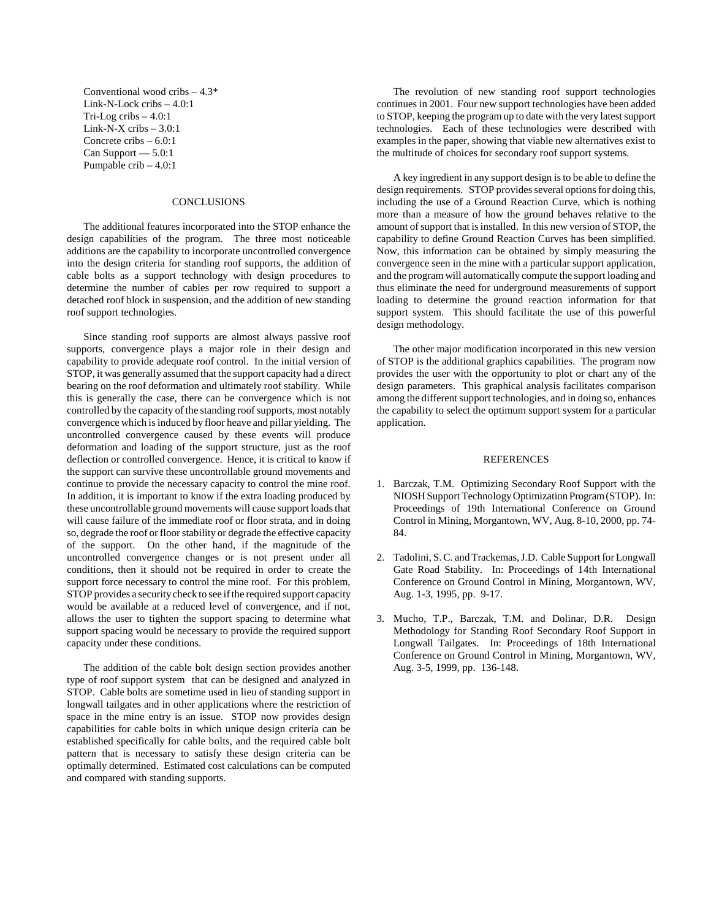Conventional wood cribs – 4.3*
Link-N-Lock cribs – 4.0:1
Tri-Log cribs – 4.0:1
Link-N-X cribs – 3.0:1
Concrete cribs – 6.0:1
Can Support — 5.0:1
Pumpable crib – 4.0:1

## CONCLUSIONS

The additional features incorporated into the STOP enhance the design capabilities of the program. The three most noticeable additions are the capability to incorporate uncontrolled convergence into the design criteria for standing roof supports, the addition of cable bolts as a support technology with design procedures to determine the number of cables per row required to support a detached roof block in suspension, and the addition of new standing roof support technologies.

Since standing roof supports are almost always passive roof supports, convergence plays a major role in their design and capability to provide adequate roof control. In the initial version of STOP, it was generally assumed that the support capacity had a direct bearing on the roof deformation and ultimately roof stability. While this is generally the case, there can be convergence which is not controlled by the capacity of the standing roof supports, most notably convergence which is induced by floor heave and pillar yielding. The uncontrolled convergence caused by these events will produce deformation and loading of the support structure, just as the roof deflection or controlled convergence. Hence, it is critical to know if the support can survive these uncontrollable ground movements and continue to provide the necessary capacity to control the mine roof. In addition, it is important to know if the extra loading produced by these uncontrollable ground movements will cause support loads that will cause failure of the immediate roof or floor strata, and in doing so, degrade the roof or floor stability or degrade the effective capacity of the support. On the other hand, if the magnitude of the uncontrolled convergence changes or is not present under all conditions, then it should not be required in order to create the support force necessary to control the mine roof. For this problem, STOP provides a security check to see if the required support capacity would be available at a reduced level of convergence, and if not, allows the user to tighten the support spacing to determine what support spacing would be necessary to provide the required support capacity under these conditions.

The addition of the cable bolt design section provides another type of roof support system that can be designed and analyzed in STOP. Cable bolts are sometime used in lieu of standing support in longwall tailgates and in other applications where the restriction of space in the mine entry is an issue. STOP now provides design capabilities for cable bolts in which unique design criteria can be established specifically for cable bolts, and the required cable bolt pattern that is necessary to satisfy these design criteria can be optimally determined. Estimated cost calculations can be computed and compared with standing supports.

The revolution of new standing roof support technologies continues in 2001. Four new support technologies have been added to STOP, keeping the program up to date with the very latest support technologies. Each of these technologies were described with examples in the paper, showing that viable new alternatives exist to the multitude of choices for secondary roof support systems.

A key ingredient in any support design is to be able to define the design requirements. STOP provides several options for doing this, including the use of a Ground Reaction Curve, which is nothing more than a measure of how the ground behaves relative to the amount of support that is installed. In this new version of STOP, the capability to define Ground Reaction Curves has been simplified. Now, this information can be obtained by simply measuring the convergence seen in the mine with a particular support application, and the program will automatically compute the support loading and thus eliminate the need for underground measurements of support loading to determine the ground reaction information for that support system. This should facilitate the use of this powerful design methodology.

The other major modification incorporated in this new version of STOP is the additional graphics capabilities. The program now provides the user with the opportunity to plot or chart any of the design parameters. This graphical analysis facilitates comparison among the different support technologies, and in doing so, enhances the capability to select the optimum support system for a particular application.

## REFERENCES

1. Barczak, T.M. Optimizing Secondary Roof Support with the NIOSH Support Technology Optimization Program (STOP). In: Proceedings of 19th International Conference on Ground Control in Mining, Morgantown, WV, Aug. 8-10, 2000, pp. 74-84.

2. Tadolini, S. C. and Trackemas, J.D. Cable Support for Longwall Gate Road Stability. In: Proceedings of 14th International Conference on Ground Control in Mining, Morgantown, WV, Aug. 1-3, 1995, pp. 9-17.

3. Mucho, T.P., Barczak, T.M. and Dolinar, D.R. Design Methodology for Standing Roof Secondary Roof Support in Longwall Tailgates. In: Proceedings of 18th International Conference on Ground Control in Mining, Morgantown, WV, Aug. 3-5, 1999, pp. 136-148.